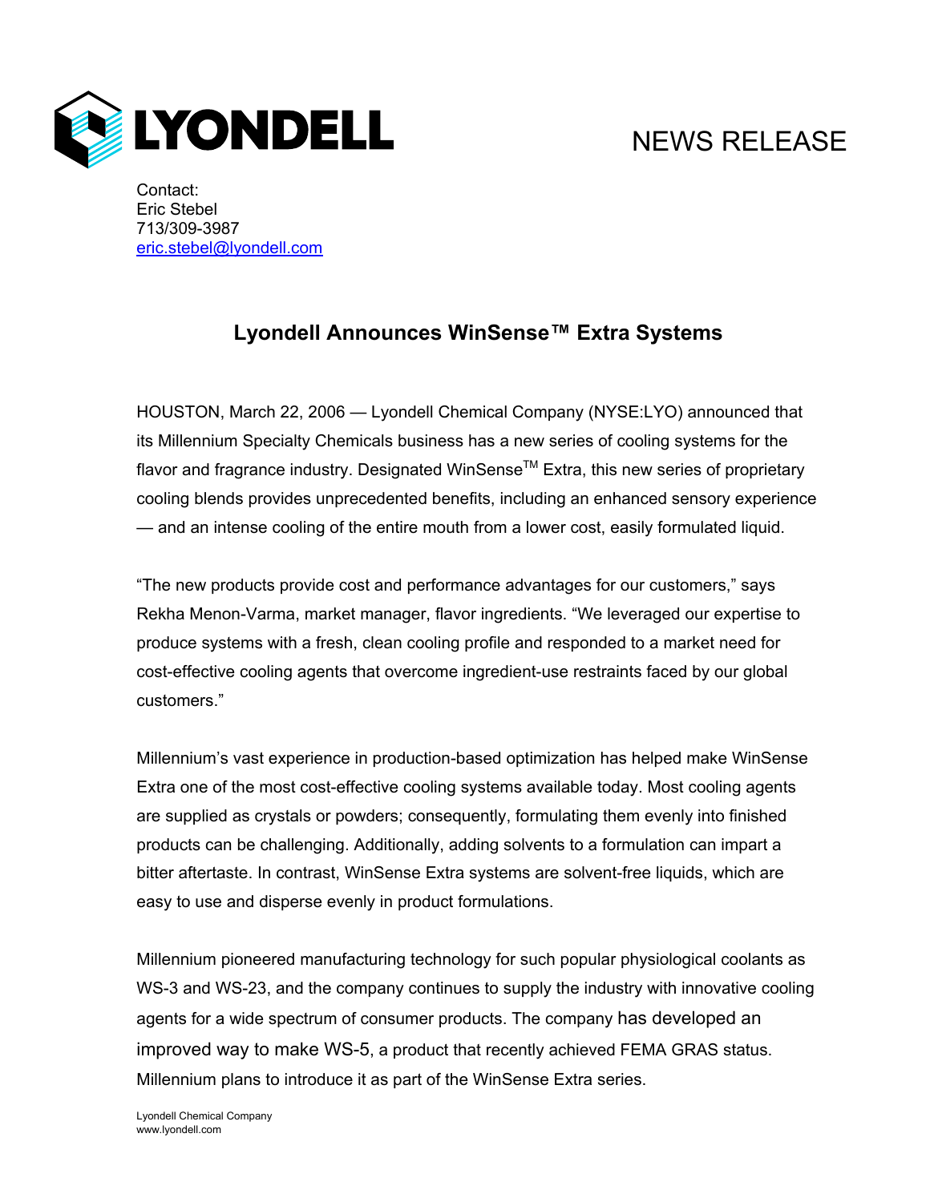LYONDELL

NEWS RELEASE

Contact:
Eric Stebel
713/309-3987
eric.stebel@lyondell.com

## Lyondell Announces WinSense™ Extra Systems

HOUSTON, March 22, 2006 — Lyondell Chemical Company (NYSE:LYO) announced that its Millennium Specialty Chemicals business has a new series of cooling systems for the flavor and fragrance industry. Designated WinSense™ Extra, this new series of proprietary cooling blends provides unprecedented benefits, including an enhanced sensory experience — and an intense cooling of the entire mouth from a lower cost, easily formulated liquid.

"The new products provide cost and performance advantages for our customers," says Rekha Menon-Varma, market manager, flavor ingredients. "We leveraged our expertise to produce systems with a fresh, clean cooling profile and responded to a market need for cost-effective cooling agents that overcome ingredient-use restraints faced by our global customers."

Millennium's vast experience in production-based optimization has helped make WinSense Extra one of the most cost-effective cooling systems available today. Most cooling agents are supplied as crystals or powders; consequently, formulating them evenly into finished products can be challenging. Additionally, adding solvents to a formulation can impart a bitter aftertaste. In contrast, WinSense Extra systems are solvent-free liquids, which are easy to use and disperse evenly in product formulations.

Millennium pioneered manufacturing technology for such popular physiological coolants as WS-3 and WS-23, and the company continues to supply the industry with innovative cooling agents for a wide spectrum of consumer products. The company has developed an improved way to make WS-5, a product that recently achieved FEMA GRAS status. Millennium plans to introduce it as part of the WinSense Extra series.

Lyondell Chemical Company
www.lyondell.com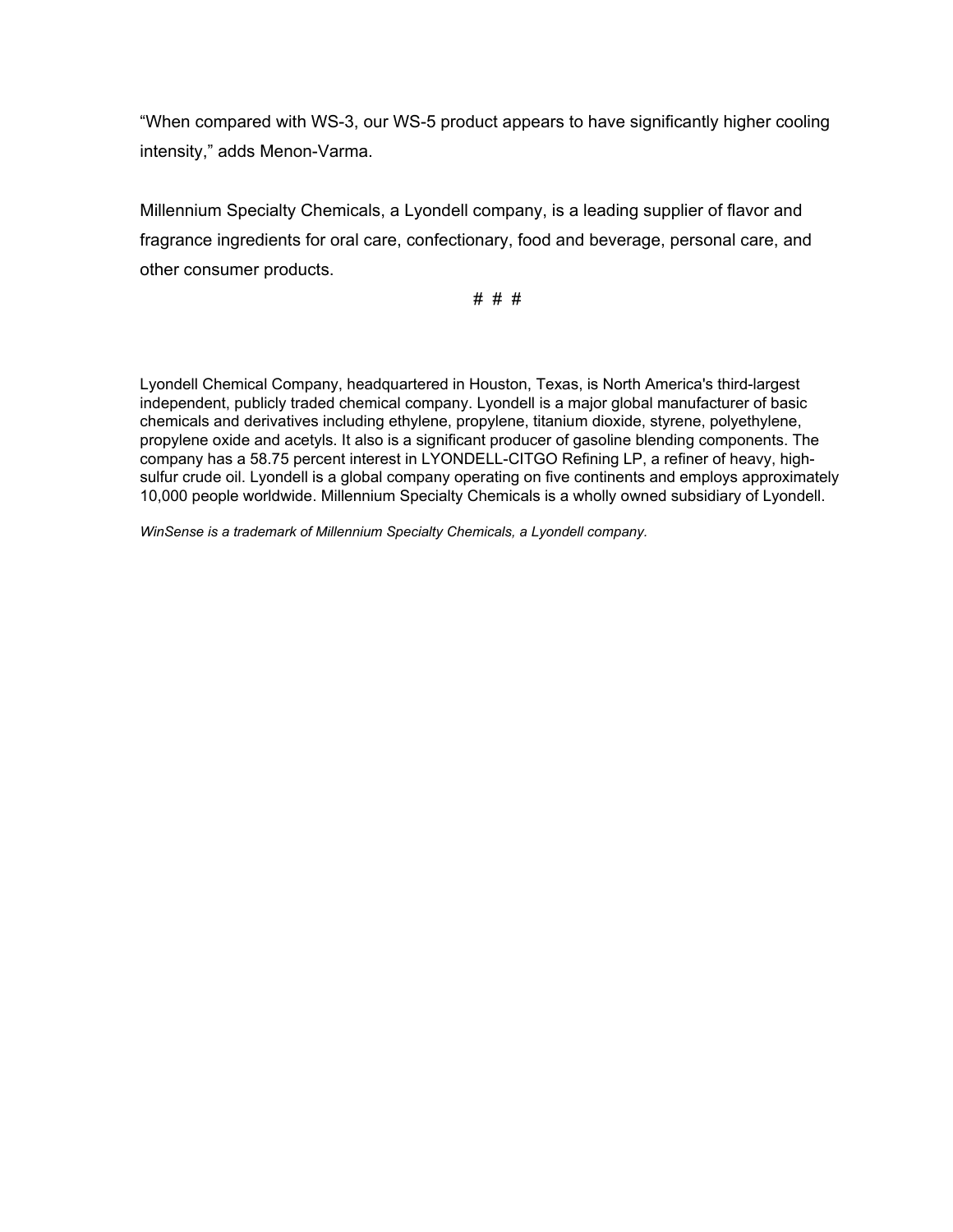“When compared with WS-3, our WS-5 product appears to have significantly higher cooling intensity,” adds Menon-Varma.

Millennium Specialty Chemicals, a Lyondell company, is a leading supplier of flavor and fragrance ingredients for oral care, confectionary, food and beverage, personal care, and other consumer products.

# # #

Lyondell Chemical Company, headquartered in Houston, Texas, is North America's third-largest independent, publicly traded chemical company. Lyondell is a major global manufacturer of basic chemicals and derivatives including ethylene, propylene, titanium dioxide, styrene, polyethylene, propylene oxide and acetyls. It also is a significant producer of gasoline blending components. The company has a 58.75 percent interest in LYONDELL-CITGO Refining LP, a refiner of heavy, high-sulfur crude oil. Lyondell is a global company operating on five continents and employs approximately 10,000 people worldwide. Millennium Specialty Chemicals is a wholly owned subsidiary of Lyondell.

*WinSense is a trademark of Millennium Specialty Chemicals, a Lyondell company.*